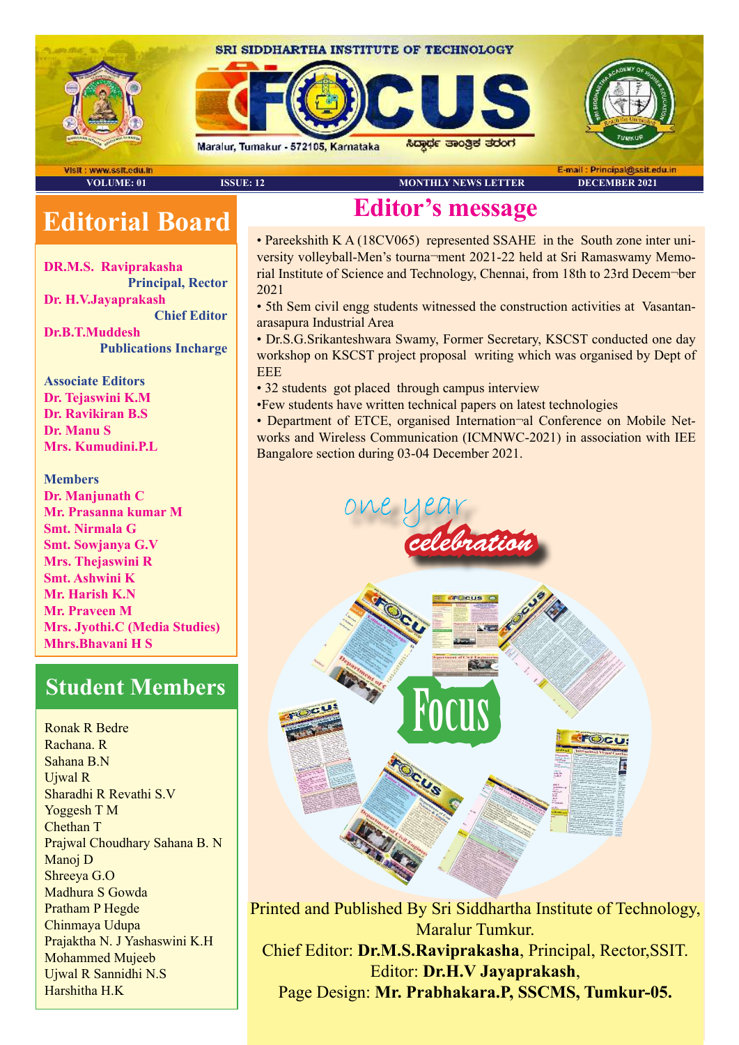SRI SIDDHARTHA INSTITUTE OF TECHNOLOGY

# FOCUS

Maralur, Tumakur - 572105, Karnataka

ಸಿದ್ಧಾರ್ಥ ತಾಂತ್ರಿಕ ತರಂಗ

Visit : www.ssit.edu.in | E-mail : Principal@ssit.edu.in

VOLUME: 01 | ISSUE: 12 | MONTHLY NEWS LETTER | DECEMBER 2021

## Editorial Board

**DR.M.S. Raviprakasha**
Principal, Rector

**Dr. H.V.Jayaprakash**
Chief Editor

**Dr.B.T.Muddesh**
Publications Incharge

**Associate Editors**
Dr. Tejaswini K.M
Dr. Ravikiran B.S
Dr. Manu S
Mrs. Kumudini.P.L

**Members**
Dr. Manjunath C
Mr. Prasanna kumar M
Smt. Nirmala G
Smt. Sowjanya G.V
Mrs. Thejaswini R
Smt. Ashwini K
Mr. Harish K.N
Mr. Praveen M
Mrs. Jyothi.C (Media Studies)
Mhrs.Bhavani H S

## Student Members

Ronak R Bedre
Rachana. R
Sahana B.N
Ujwal R
Sharadhi R Revathi S.V
Yoggesh T M
Chethan T
Prajwal Choudhary Sahana B. N
Manoj D
Shreeya G.O
Madhura S Gowda
Pratham P Hegde
Chinmaya Udupa
Prajaktha N. J Yashaswini K.H
Mohammed Mujeeb
Ujwal R Sannidhi N.S
Harshitha H.K

## Editor's message

- Pareekshith K A (18CV065) represented SSAHE in the South zone inter university volleyball-Men's tourna¬ment 2021-22 held at Sri Ramaswamy Memorial Institute of Science and Technology, Chennai, from 18th to 23rd Decem¬ber 2021
- 5th Sem civil engg students witnessed the construction activities at Vasantanarasapura Industrial Area
- Dr.S.G.Srikanteshwara Swamy, Former Secretary, KSCST conducted one day workshop on KSCST project proposal writing which was organised by Dept of EEE
- 32 students got placed through campus interview
- Few students have written technical papers on latest technologies
- Department of ETCE, organised Internation¬al Conference on Mobile Networks and Wireless Communication (ICMNWC-2021) in association with IEE Bangalore section during 03-04 December 2021.

one year celebration

Focus

Printed and Published By Sri Siddhartha Institute of Technology, Maralur Tumkur.
Chief Editor: **Dr.M.S.Raviprakasha**, Principal, Rector,SSIT.
Editor: **Dr.H.V Jayaprakash**,
Page Design: **Mr. Prabhakara.P, SSCMS, Tumkur-05.**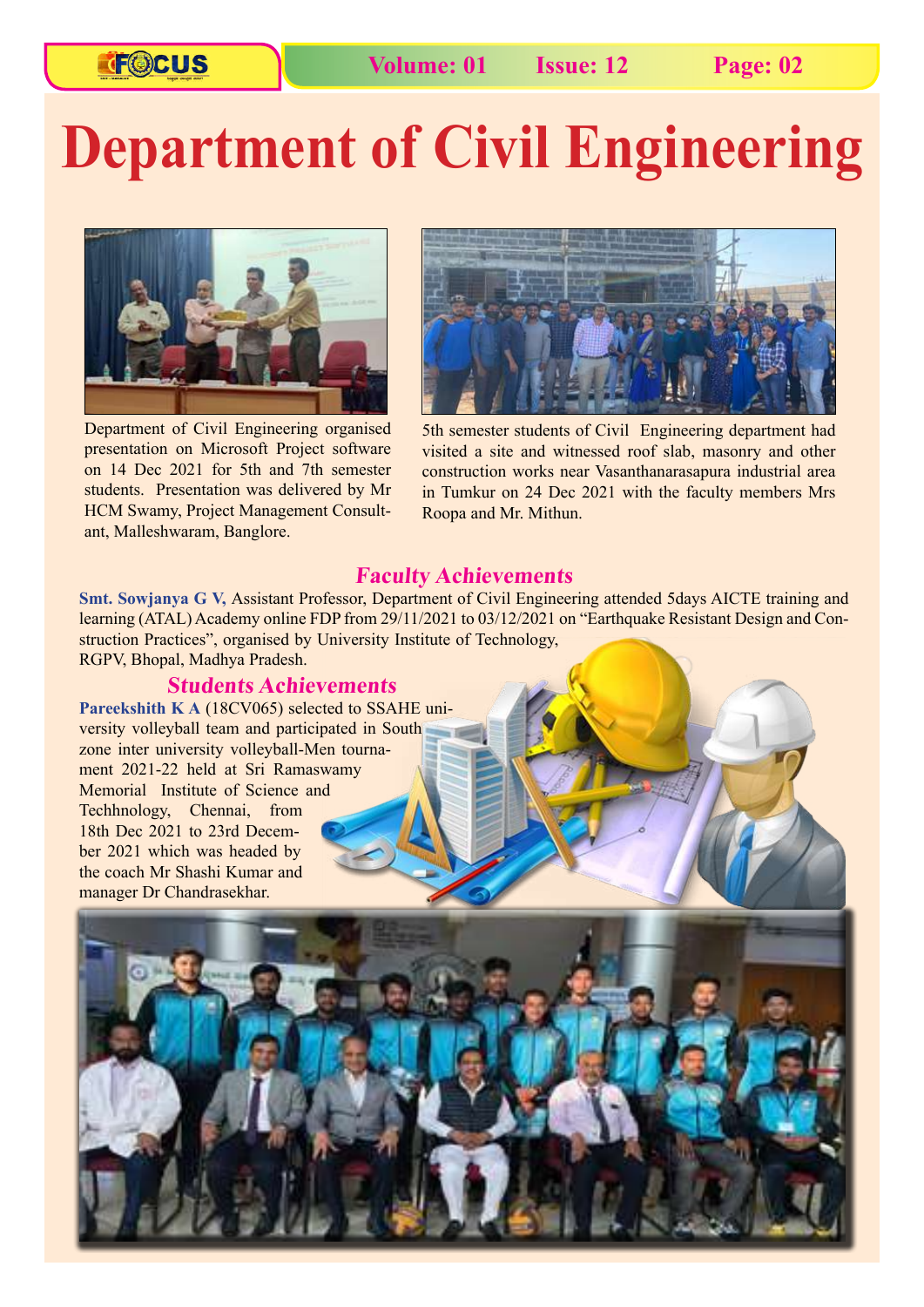# Department of Civil Engineering

Department of Civil Engineering organised presentation on Microsoft Project software on 14 Dec 2021 for 5th and 7th semester students. Presentation was delivered by Mr HCM Swamy, Project Management Consultant, Malleshwaram, Banglore.

5th semester students of Civil Engineering department had visited a site and witnessed roof slab, masonry and other construction works near Vasanthanarasapura industrial area in Tumkur on 24 Dec 2021 with the faculty members Mrs Roopa and Mr. Mithun.

## *Faculty Achievements*

**Smt. Sowjanya G V,** Assistant Professor, Department of Civil Engineering attended 5days AICTE training and learning (ATAL) Academy online FDP from 29/11/2021 to 03/12/2021 on "Earthquake Resistant Design and Construction Practices", organised by University Institute of Technology, RGPV, Bhopal, Madhya Pradesh.

## *Students Achievements*

**Pareekshith K A** (18CV065) selected to SSAHE university volleyball team and participated in South zone inter university volleyball-Men tournament 2021-22 held at Sri Ramaswamy Memorial Institute of Science and Techhnology, Chennai, from 18th Dec 2021 to 23rd December 2021 which was headed by the coach Mr Shashi Kumar and manager Dr Chandrasekhar.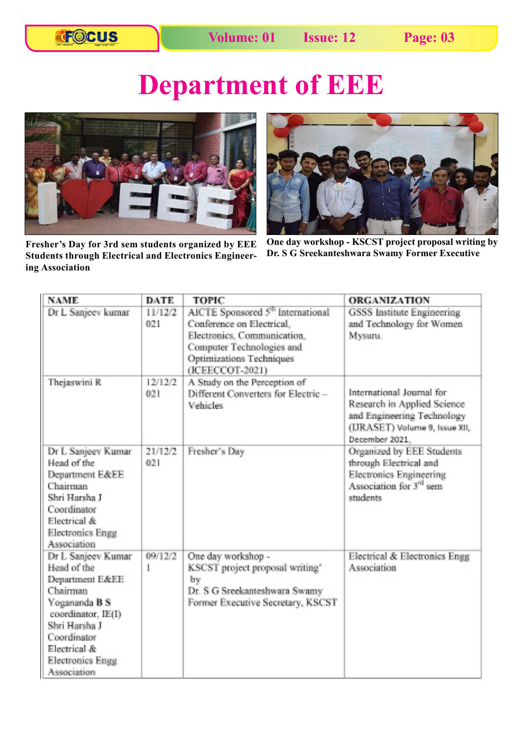# Department of EEE

Fresher's Day for 3rd sem students organized by EEE Students through Electrical and Electronics Engineering Association

One day workshop - KSCST project proposal writing by Dr. S G Sreekanteshwara Swamy Former Executive

| NAME | DATE | TOPIC | ORGANIZATION |
|---|---|---|---|
| Dr L Sanjeev kumar | 11/12/2021 | AICTE Sponsored 5th International Conference on Electrical, Electronics, Communication, Computer Technologies and Optimizations Techniques (ICEECCOT-2021) | GSSS Institute Engineering and Technology for Women Mysuru. |
| Thejaswini R | 12/12/2021 | A Study on the Perception of Different Converters for Electric – Vehicles | International Journal for Research in Applied Science and Engineering Technology (IJRASET) Volume 9, Issue XII, December 2021, |
| Dr L Sanjeev Kumar Head of the Department E&EE Chairman Shri Harsha J Coordinator Electrical & Electronics Engg Association | 21/12/2021 | Fresher's Day | Organized by EEE Students through Electrical and Electronics Engineering Association for 3rd sem students |
| Dr L Sanjeev Kumar Head of the Department E&EE Chairman Yogananda B S coordinator, IE(I) Shri Harsha J Coordinator Electrical & Electronics Engg Association | 09/12/21 | One day workshop - KSCST project proposal writing' by Dr. S G Sreekanteshwara Swamy Former Executive Secretary, KSCST | Electrical & Electronics Engg Association |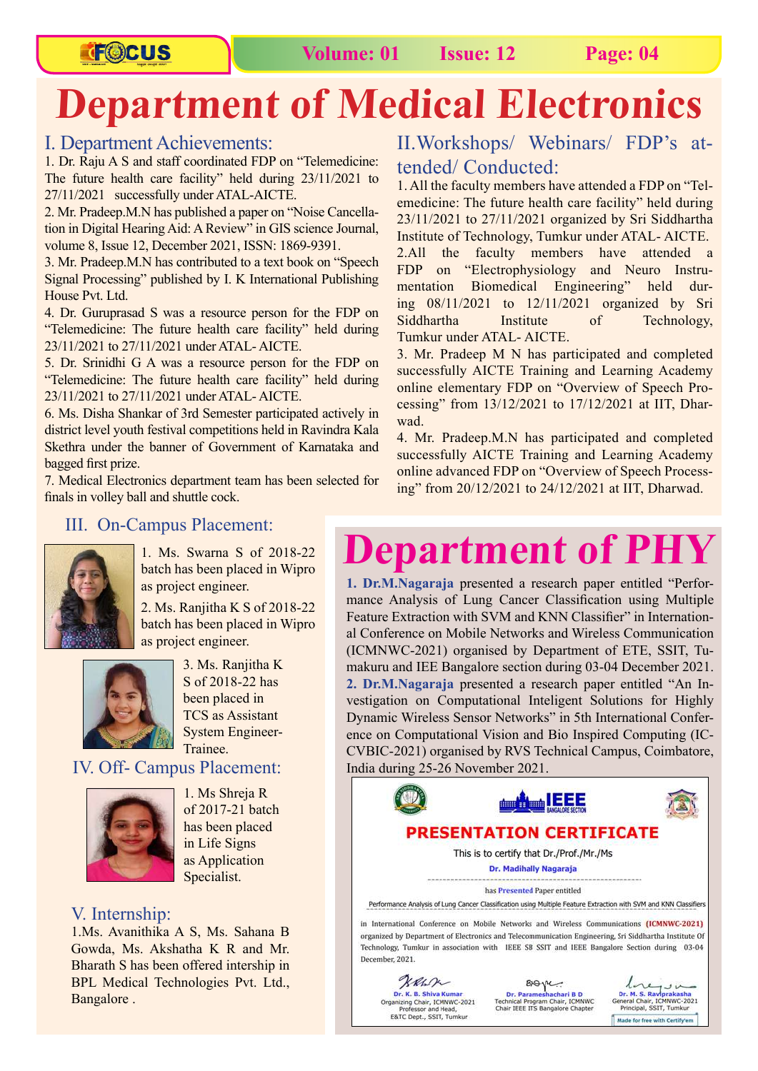# Department of Medical Electronics

## I. Department Achievements:

1. Dr. Raju A S and staff coordinated FDP on "Telemedicine: The future health care facility" held during 23/11/2021 to 27/11/2021 successfully under ATAL-AICTE.
2. Mr. Pradeep.M.N has published a paper on "Noise Cancellation in Digital Hearing Aid: A Review" in GIS science Journal, volume 8, Issue 12, December 2021, ISSN: 1869-9391.
3. Mr. Pradeep.M.N has contributed to a text book on "Speech Signal Processing" published by I. K International Publishing House Pvt. Ltd.
4. Dr. Guruprasad S was a resource person for the FDP on "Telemedicine: The future health care facility" held during 23/11/2021 to 27/11/2021 under ATAL- AICTE.
5. Dr. Srinidhi G A was a resource person for the FDP on "Telemedicine: The future health care facility" held during 23/11/2021 to 27/11/2021 under ATAL- AICTE.
6. Ms. Disha Shankar of 3rd Semester participated actively in district level youth festival competitions held in Ravindra Kala Skethra under the banner of Government of Karnataka and bagged first prize.
7. Medical Electronics department team has been selected for finals in volley ball and shuttle cock.

## II. Workshops/ Webinars/ FDP's attended/ Conducted:

1. All the faculty members have attended a FDP on "Telemedicine: The future health care facility" held during 23/11/2021 to 27/11/2021 organized by Sri Siddhartha Institute of Technology, Tumkur under ATAL- AICTE.
2. All the faculty members have attended a FDP on "Electrophysiology and Neuro Instrumentation Biomedical Engineering" held during 08/11/2021 to 12/11/2021 organized by Sri Siddhartha Institute of Technology, Tumkur under ATAL- AICTE.
3. Mr. Pradeep M N has participated and completed successfully AICTE Training and Learning Academy online elementary FDP on "Overview of Speech Processing" from 13/12/2021 to 17/12/2021 at IIT, Dharwad.
4. Mr. Pradeep.M.N has participated and completed successfully AICTE Training and Learning Academy online advanced FDP on "Overview of Speech Processing" from 20/12/2021 to 24/12/2021 at IIT, Dharwad.

## III. On-Campus Placement:

1. Ms. Swarna S of 2018-22 batch has been placed in Wipro as project engineer.
2. Ms. Ranjitha K S of 2018-22 batch has been placed in Wipro as project engineer.
3. Ms. Ranjitha K S of 2018-22 has been placed in TCS as Assistant System Engineer-Trainee.

## IV. Off- Campus Placement:

1. Ms Shreja R of 2017-21 batch has been placed in Life Signs as Application Specialist.

## V. Internship:

1. Ms. Avanithika A S, Ms. Sahana B Gowda, Ms. Akshatha K R and Mr. Bharath S has been offered intership in BPL Medical Technologies Pvt. Ltd., Bangalore .

# Department of PHY

**1. Dr.M.Nagaraja** presented a research paper entitled "Performance Analysis of Lung Cancer Classification using Multiple Feature Extraction with SVM and KNN Classifier" in International Conference on Mobile Networks and Wireless Communication (ICMNWC-2021) organised by Department of ETE, SSIT, Tumakuru and IEE Bangalore section during 03-04 December 2021.

**2. Dr.M.Nagaraja** presented a research paper entitled "An Investigation on Computational Inteligent Solutions for Highly Dynamic Wireless Sensor Networks" in 5th International Conference on Computational Vision and Bio Inspired Computing (ICCVBIC-2021) organised by RVS Technical Campus, Coimbatore, India during 25-26 November 2021.

**PRESENTATION CERTIFICATE**

This is to certify that Dr./Prof./Mr./Ms

Dr. Madihally Nagaraja

has Presented Paper entitled

Performance Analysis of Lung Cancer Classification using Multiple Feature Extraction with SVM and KNN Classifiers

in International Conference on Mobile Networks and Wireless Communications (ICMNWC-2021) organized by Department of Electronics and Telecommunication Engineering, Sri Siddhartha Institute Of Technology, Tumkur in association with IEEE SB SSIT and IEEE Bangalore Section during 03-04 December, 2021.

Dr. K. B. Shiva Kumar, Organizing Chair, ICMNWC-2021, Professor and Head, E&TC Dept., SSIT, Tumkur

Dr. Parameshachari B D, Technical Program Chair, ICMNWC, Chair IEEE ITS Bangalore Chapter

Dr. M. S. Raviprakasha, General Chair, ICMNWC-2021, Principal, SSIT, Tumkur

Made for free with Certify'em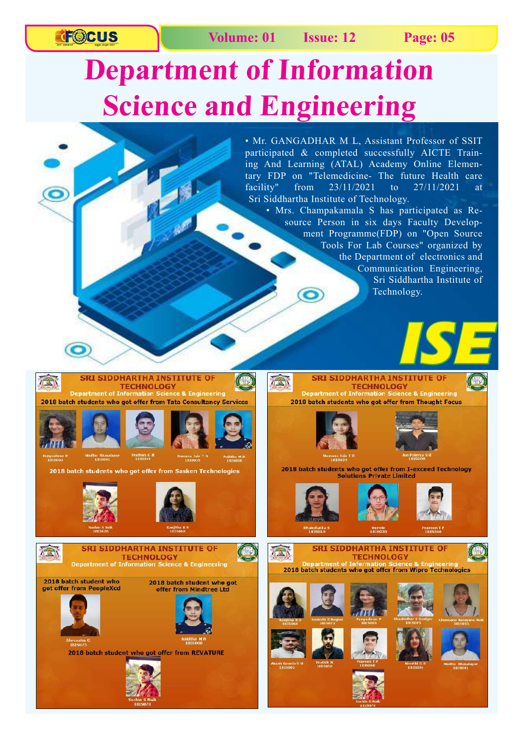# Department of Information Science and Engineering

- Mr. GANGADHAR M L, Assistant Professor of SSIT participated & completed successfully AICTE Training And Learning (ATAL) Academy Online Elementary FDP on "Telemedicine- The future Health care facility" from 23/11/2021 to 27/11/2021 at Sri Siddhartha Institute of Technology.
- Mrs. Champakamala S has participated as Resource Person in six days Faculty Development Programme(FDP) on "Open Source Tools For Lab Courses" organized by the Department of electronics and Communication Engineering, Sri Siddhartha Institute of Technology.

ISE

## SRI SIDDHARTHA INSTITUTE OF TECHNOLOGY
### Department of Information Science & Engineering

**2018 batch students who got offer from Tata Consultancy Services**

Punyashree P 18IS063, Madhu Bhasalapur 18IS041, Pratheek G N 18IS058, Namana Jain T R 18IS039, Ankitha M N 18IS008

**2018 batch students who got offer from Sasken Technologies**

Sachin S Naik 18IS070, Ranjitha K S 18IS068

## SRI SIDDHARTHA INSTITUTE OF TECHNOLOGY
### Department of Information Science & Engineering

**2018 batch students who got offer from Thought Focus**

Namana Jain T R 18IS039, Avi Paleeya S R 18IS009

**2018 batch students who got offer from I-exceed Technology Solutions Private Limited**

Dhakshatha S 18IS019, Hemin 18IS030, Praveen T P 18IS060

## SRI SIDDHARTHA INSTITUTE OF TECHNOLOGY
### Department of Information Science & Engineering

**2018 batch student who got offer from PeopleXcd**

Shreesha G 18IS075

**2018 batch student who got offer from Mindtree Ltd**

Ankitha M N 18IS008

**2018 batch student who got offer from REVATURE**

Sachin S Naik 18IS070

## SRI SIDDHARTHA INSTITUTE OF TECHNOLOGY
### Department of Information Science & Engineering

**2018 batch students who got offer from Wipro Technologies**

Ranjitha K S 18IS068, Sanketh S Baglad 18IS072, Punyashree P 18IS063, Shashidhar S Ganiger 18IS075, Chandana Narayana Naik 18IS015, Akash Gowda D H 18IS005, Pratik N 18IS058, Praveen T P 18IS060, Keerthi G S 18IS036, Madhu Bhasalapur 18IS041, Sachin S Naik 18IS070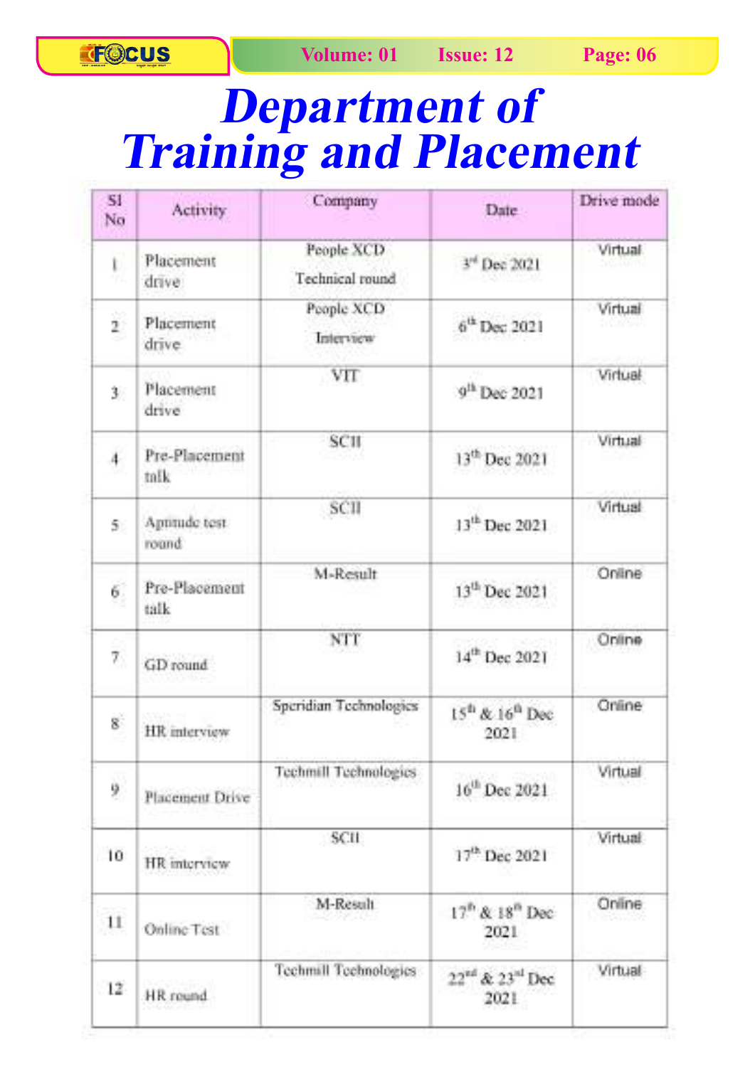# Department of Training and Placement

| Sl No | Activity | Company | Date | Drive mode |
|---|---|---|---|---|
| 1 | Placement drive | People XCD Technical round | 3rd Dec 2021 | Virtual |
| 2 | Placement drive | People XCD Interview | 6th Dec 2021 | Virtual |
| 3 | Placement drive | VIT | 9th Dec 2021 | Virtual |
| 4 | Pre-Placement talk | SCII | 13th Dec 2021 | Virtual |
| 5 | Aptitude test round | SCII | 13th Dec 2021 | Virtual |
| 6 | Pre-Placement talk | M-Result | 13th Dec 2021 | Online |
| 7 | GD round | NTT | 14th Dec 2021 | Online |
| 8 | HR interview | Speridian Technologies | 15th & 16th Dec 2021 | Online |
| 9 | Placement Drive | Techmill Technologies | 16th Dec 2021 | Virtual |
| 10 | HR interview | SCII | 17th Dec 2021 | Virtual |
| 11 | Online Test | M-Result | 17th & 18th Dec 2021 | Online |
| 12 | HR round | Techmill Technologies | 22nd & 23rd Dec 2021 | Virtual |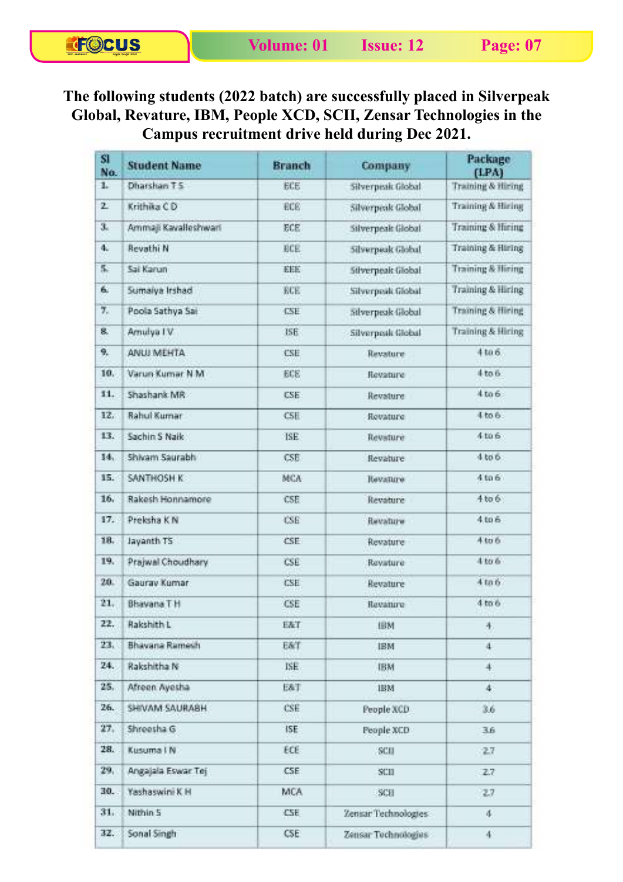**The following students (2022 batch) are successfully placed in Silverpeak Global, Revature, IBM, People XCD, SCII, Zensar Technologies in the Campus recruitment drive held during Dec 2021.**

| Sl No. | Student Name | Branch | Company | Package (LPA) |
|---|---|---|---|---|
| 1. | Dharshan T S | ECE | Silverpeak Global | Training & Hiring |
| 2. | Krithika C D | ECE | Silverpeak Global | Training & Hiring |
| 3. | Ammaji Kavalleshwari | ECE | Silverpeak Global | Training & Hiring |
| 4. | Revathi N | ECE | Silverpeak Global | Training & Hiring |
| 5. | Sai Karun | EEE | Silverpeak Global | Training & Hiring |
| 6. | Sumaiya Irshad | ECE | Silverpeak Global | Training & Hiring |
| 7. | Poola Sathya Sai | CSE | Silverpeak Global | Training & Hiring |
| 8. | Amulya I V | ISE | Silverpeak Global | Training & Hiring |
| 9. | ANUJ MEHTA | CSE | Revature | 4 to 6 |
| 10. | Varun Kumar N M | ECE | Revature | 4 to 6 |
| 11. | Shashank MR | CSE | Revature | 4 to 6 |
| 12. | Rahul Kumar | CSE | Revature | 4 to 6 |
| 13. | Sachin S Naik | ISE | Revature | 4 to 6 |
| 14. | Shivam Saurabh | CSE | Revature | 4 to 6 |
| 15. | SANTHOSH K | MCA | Revature | 4 to 6 |
| 16. | Rakesh Honnamore | CSE | Revature | 4 to 6 |
| 17. | Preksha K N | CSE | Revature | 4 to 6 |
| 18. | Jayanth TS | CSE | Revature | 4 to 6 |
| 19. | Prajwal Choudhary | CSE | Revature | 4 to 6 |
| 20. | Gaurav Kumar | CSE | Revature | 4 to 6 |
| 21. | Bhavana T H | CSE | Revature | 4 to 6 |
| 22. | Rakshith L | E&T | IBM | 4 |
| 23. | Bhavana Ramesh | E&T | IBM | 4 |
| 24. | Rakshitha N | ISE | IBM | 4 |
| 25. | Afreen Ayesha | E&T | IBM | 4 |
| 26. | SHIVAM SAURABH | CSE | People XCD | 3.6 |
| 27. | Shreesha G | ISE | People XCD | 3.6 |
| 28. | Kusuma I N | ECE | SCII | 2.7 |
| 29. | Angajala Eswar Tej | CSE | SCII | 2.7 |
| 30. | Yashaswini K H | MCA | SCII | 2.7 |
| 31. | Nithin S | CSE | Zensar Technologies | 4 |
| 32. | Sonal Singh | CSE | Zensar Technologies | 4 |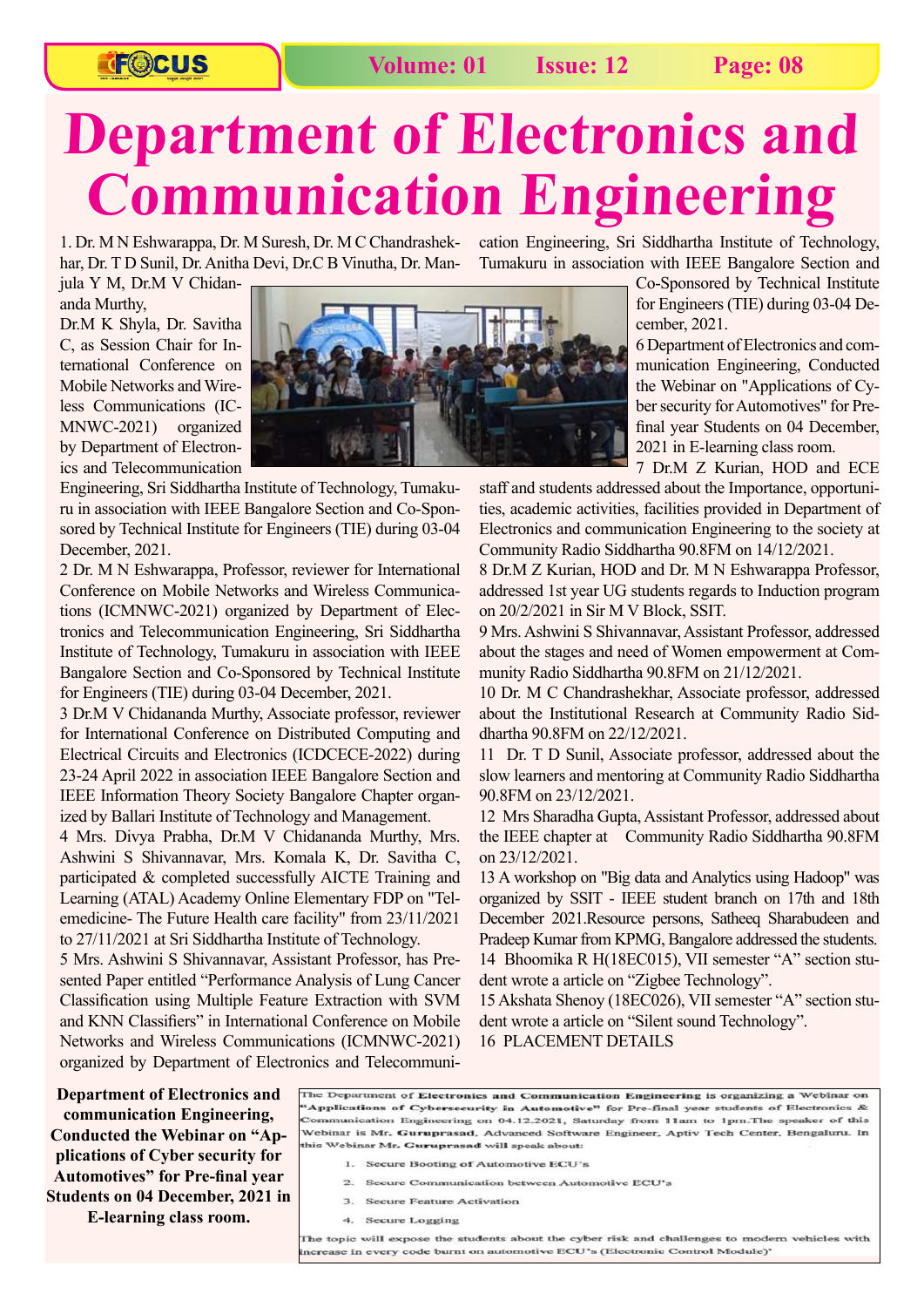# Department of Electronics and Communication Engineering

1. Dr. M N Eshwarappa, Dr. M Suresh, Dr. M C Chandrashekhar, Dr. T D Sunil, Dr. Anitha Devi, Dr.C B Vinutha, Dr. Manjula Y M, Dr.M V Chidananda Murthy, Dr.M K Shyla, Dr. Savitha C, as Session Chair for International Conference on Mobile Networks and Wireless Communications (ICMNWC-2021) organized by Department of Electronics and Telecommunication Engineering, Sri Siddhartha Institute of Technology, Tumakuru in association with IEEE Bangalore Section and Co-Sponsored by Technical Institute for Engineers (TIE) during 03-04 December, 2021.

2 Dr. M N Eshwarappa, Professor, reviewer for International Conference on Mobile Networks and Wireless Communications (ICMNWC-2021) organized by Department of Electronics and Telecommunication Engineering, Sri Siddhartha Institute of Technology, Tumakuru in association with IEEE Bangalore Section and Co-Sponsored by Technical Institute for Engineers (TIE) during 03-04 December, 2021.

3 Dr.M V Chidananda Murthy, Associate professor, reviewer for International Conference on Distributed Computing and Electrical Circuits and Electronics (ICDCECE-2022) during 23-24 April 2022 in association IEEE Bangalore Section and IEEE Information Theory Society Bangalore Chapter organized by Ballari Institute of Technology and Management.

4 Mrs. Divya Prabha, Dr.M V Chidananda Murthy, Mrs. Ashwini S Shivannavar, Mrs. Komala K, Dr. Savitha C, participated & completed successfully AICTE Training and Learning (ATAL) Academy Online Elementary FDP on "Telemedicine- The Future Health care facility" from 23/11/2021 to 27/11/2021 at Sri Siddhartha Institute of Technology.

5 Mrs. Ashwini S Shivannavar, Assistant Professor, has Presented Paper entitled "Performance Analysis of Lung Cancer Classification using Multiple Feature Extraction with SVM and KNN Classifiers" in International Conference on Mobile Networks and Wireless Communications (ICMNWC-2021) organized by Department of Electronics and Telecommunication Engineering, Sri Siddhartha Institute of Technology, Tumakuru in association with IEEE Bangalore Section and Co-Sponsored by Technical Institute for Engineers (TIE) during 03-04 December, 2021.

6 Department of Electronics and communication Engineering, Conducted the Webinar on "Applications of Cyber security for Automotives" for Pre-final year Students on 04 December, 2021 in E-learning class room.

7 Dr.M Z Kurian, HOD and ECE staff and students addressed about the Importance, opportunities, academic activities, facilities provided in Department of Electronics and communication Engineering to the society at Community Radio Siddhartha 90.8FM on 14/12/2021.

8 Dr.M Z Kurian, HOD and Dr. M N Eshwarappa Professor, addressed 1st year UG students regards to Induction program on 20/2/2021 in Sir M V Block, SSIT.

9 Mrs. Ashwini S Shivannavar, Assistant Professor, addressed about the stages and need of Women empowerment at Community Radio Siddhartha 90.8FM on 21/12/2021.

10 Dr. M C Chandrashekhar, Associate professor, addressed about the Institutional Research at Community Radio Siddhartha 90.8FM on 22/12/2021.

11 Dr. T D Sunil, Associate professor, addressed about the slow learners and mentoring at Community Radio Siddhartha 90.8FM on 23/12/2021.

12 Mrs Sharadha Gupta, Assistant Professor, addressed about the IEEE chapter at Community Radio Siddhartha 90.8FM on 23/12/2021.

13 A workshop on "Big data and Analytics using Hadoop" was organized by SSIT - IEEE student branch on 17th and 18th December 2021.Resource persons, Satheeq Sharabudeen and Pradeep Kumar from KPMG, Bangalore addressed the students.

14 Bhoomika R H(18EC015), VII semester "A" section student wrote a article on "Zigbee Technology".

15 Akshata Shenoy (18EC026), VII semester "A" section student wrote a article on "Silent sound Technology".

16 PLACEMENT DETAILS

**Department of Electronics and communication Engineering, Conducted the Webinar on "Applications of Cyber security for Automotives" for Pre-final year Students on 04 December, 2021 in E-learning class room.**

The Department of **Electronics and Communication Engineering** is organizing a Webinar on **"Applications of Cybersecurity in Automotive"** for Pre-final year students of Electronics & Communication Engineering on 04.12.2021, Saturday from 11am to 1pm.The speaker of this Webinar is **Mr. Guruprasad**, Advanced Software Engineer, Aptiv Tech Center, Bengaluru. In this Webinar **Mr. Guruprasad** will speak about:

1. Secure Booting of Automotive ECU's
2. Secure Communication between Automotive ECU's
3. Secure Feature Activation
4. Secure Logging

The topic will expose the students about the cyber risk and challenges to modern vehicles with increase in every code burnt on automotive ECU's (Electronic Control Module)'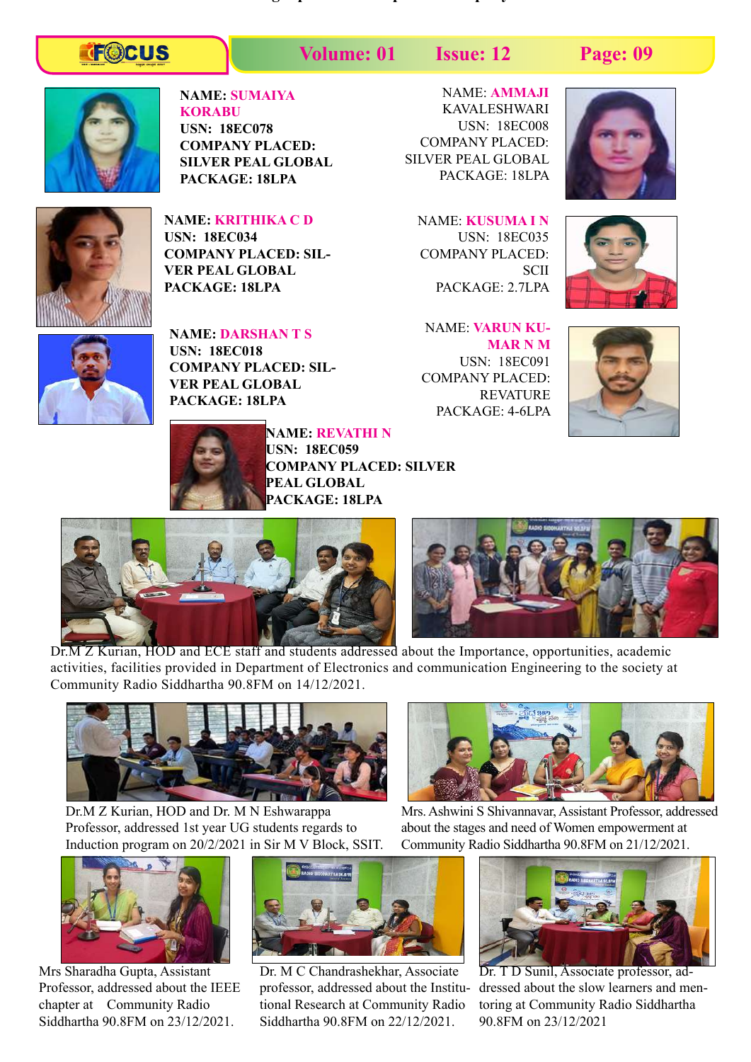NAME: SUMAIYA KORABU
USN: 18EC078
COMPANY PLACED: SILVER PEAL GLOBAL
PACKAGE: 18LPA

NAME: AMMAJI KAVALESHWARI
USN: 18EC008
COMPANY PLACED: SILVER PEAL GLOBAL
PACKAGE: 18LPA

NAME: KRITHIKA C D
USN: 18EC034
COMPANY PLACED: SILVER PEAL GLOBAL
PACKAGE: 18LPA

NAME: KUSUMA I N
USN: 18EC035
COMPANY PLACED: SCII
PACKAGE: 2.7LPA

NAME: DARSHAN T S
USN: 18EC018
COMPANY PLACED: SILVER PEAL GLOBAL
PACKAGE: 18LPA

NAME: VARUN KUMAR N M
USN: 18EC091
COMPANY PLACED: REVATURE
PACKAGE: 4-6LPA

NAME: REVATHI N
USN: 18EC059
COMPANY PLACED: SILVER PEAL GLOBAL
PACKAGE: 18LPA

Dr.M Z Kurian, HOD and ECE staff and students addressed about the Importance, opportunities, academic activities, facilities provided in Department of Electronics and communication Engineering to the society at Community Radio Siddhartha 90.8FM on 14/12/2021.

Dr.M Z Kurian, HOD and Dr. M N Eshwarappa Professor, addressed 1st year UG students regards to Induction program on 20/2/2021 in Sir M V Block, SSIT.

Mrs. Ashwini S Shivannavar, Assistant Professor, addressed about the stages and need of Women empowerment at Community Radio Siddhartha 90.8FM on 21/12/2021.

Mrs Sharadha Gupta, Assistant Professor, addressed about the IEEE chapter at Community Radio Siddhartha 90.8FM on 23/12/2021.

Dr. M C Chandrashekhar, Associate professor, addressed about the Institutional Research at Community Radio Siddhartha 90.8FM on 22/12/2021.

Dr. T D Sunil, Associate professor, addressed about the slow learners and mentoring at Community Radio Siddhartha 90.8FM on 23/12/2021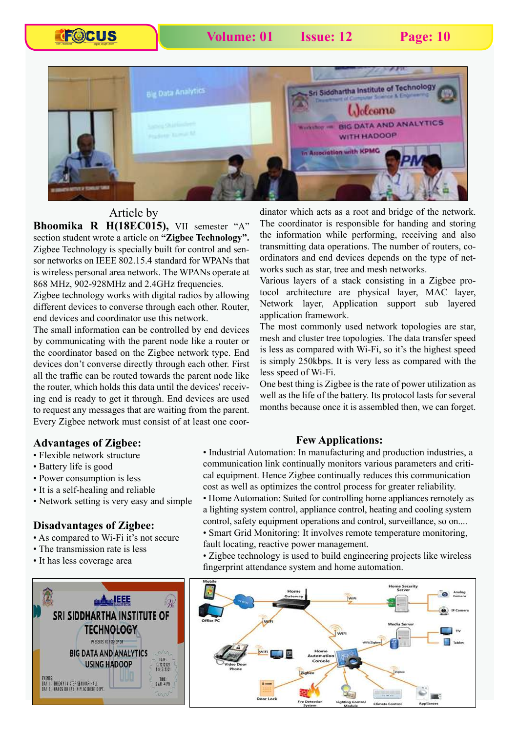Article by

**Bhoomika R H(18EC015),** VII semester "A" section student wrote a article on **"Zigbee Technology".** Zigbee Technology is specially built for control and sensor networks on IEEE 802.15.4 standard for WPANs that is wireless personal area network. The WPANs operate at 868 MHz, 902-928MHz and 2.4GHz frequencies.

Zigbee technology works with digital radios by allowing different devices to converse through each other. Router, end devices and coordinator use this network.

The small information can be controlled by end devices by communicating with the parent node like a router or the coordinator based on the Zigbee network type. End devices don't converse directly through each other. First all the traffic can be routed towards the parent node like the router, which holds this data until the devices' receiving end is ready to get it through. End devices are used to request any messages that are waiting from the parent. Every Zigbee network must consist of at least one coordinator which acts as a root and bridge of the network. The coordinator is responsible for handing and storing the information while performing, receiving and also transmitting data operations. The number of routers, coordinators and end devices depends on the type of networks such as star, tree and mesh networks.

Various layers of a stack consisting in a Zigbee protocol architecture are physical layer, MAC layer, Network layer, Application support sub layered application framework.

The most commonly used network topologies are star, mesh and cluster tree topologies. The data transfer speed is less as compared with Wi-Fi, so it's the highest speed is simply 250kbps. It is very less as compared with the less speed of Wi-Fi.

One best thing is Zigbee is the rate of power utilization as well as the life of the battery. Its protocol lasts for several months because once it is assembled then, we can forget.

## Advantages of Zigbee:

- Flexible network structure
- Battery life is good
- Power consumption is less
- It is a self-healing and reliable
- Network setting is very easy and simple

## Disadvantages of Zigbee:

- As compared to Wi-Fi it's not secure
- The transmission rate is less
- It has less coverage area

## Few Applications:

- Industrial Automation: In manufacturing and production industries, a communication link continually monitors various parameters and critical equipment. Hence Zigbee continually reduces this communication cost as well as optimizes the control process for greater reliability.
- Home Automation: Suited for controlling home appliances remotely as a lighting system control, appliance control, heating and cooling system control, safety equipment operations and control, surveillance, so on....
- Smart Grid Monitoring: It involves remote temperature monitoring, fault locating, reactive power management.
- Zigbee technology is used to build engineering projects like wireless fingerprint attendance system and home automation.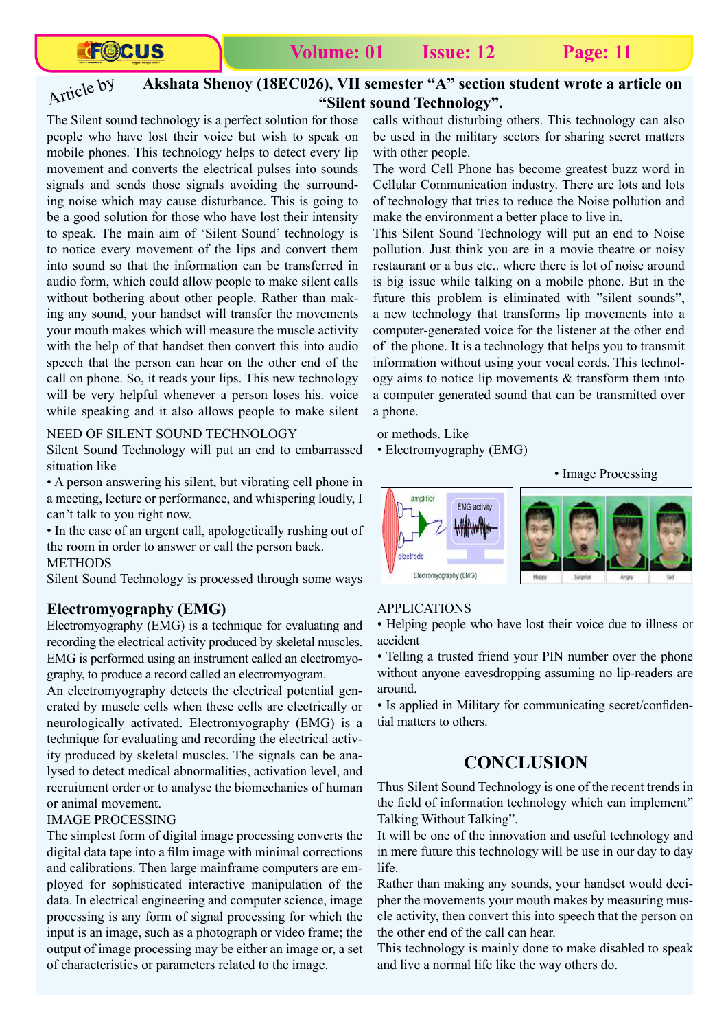Article by **Akshata Shenoy (18EC026), VII semester "A" section student wrote a article on "Silent sound Technology".**

The Silent sound technology is a perfect solution for those people who have lost their voice but wish to speak on mobile phones. This technology helps to detect every lip movement and converts the electrical pulses into sounds signals and sends those signals avoiding the surrounding noise which may cause disturbance. This is going to be a good solution for those who have lost their intensity to speak. The main aim of 'Silent Sound' technology is to notice every movement of the lips and convert them into sound so that the information can be transferred in audio form, which could allow people to make silent calls without bothering about other people. Rather than making any sound, your handset will transfer the movements your mouth makes which will measure the muscle activity with the help of that handset then convert this into audio speech that the person can hear on the other end of the call on phone. So, it reads your lips. This new technology will be very helpful whenever a person loses his. voice while speaking and it also allows people to make silent calls without disturbing others. This technology can also be used in the military sectors for sharing secret matters with other people.

The word Cell Phone has become greatest buzz word in Cellular Communication industry. There are lots and lots of technology that tries to reduce the Noise pollution and make the environment a better place to live in.

This Silent Sound Technology will put an end to Noise pollution. Just think you are in a movie theatre or noisy restaurant or a bus etc.. where there is lot of noise around is big issue while talking on a mobile phone. But in the future this problem is eliminated with "silent sounds", a new technology that transforms lip movements into a computer-generated voice for the listener at the other end of the phone. It is a technology that helps you to transmit information without using your vocal cords. This technology aims to notice lip movements & transform them into a computer generated sound that can be transmitted over a phone.

NEED OF SILENT SOUND TECHNOLOGY

Silent Sound Technology will put an end to embarrassed situation like

- A person answering his silent, but vibrating cell phone in a meeting, lecture or performance, and whispering loudly, I can't talk to you right now.
- In the case of an urgent call, apologetically rushing out of the room in order to answer or call the person back.

METHODS

Silent Sound Technology is processed through some ways or methods. Like

- Electromyography (EMG)
- Image Processing

amplifier
EMG activity
electrode
Electromyography (EMG)

Happy
Surprise
Angry
Sad

## Electromyography (EMG)

Electromyography (EMG) is a technique for evaluating and recording the electrical activity produced by skeletal muscles. EMG is performed using an instrument called an electromyography, to produce a record called an electromyogram.

An electromyography detects the electrical potential generated by muscle cells when these cells are electrically or neurologically activated. Electromyography (EMG) is a technique for evaluating and recording the electrical activity produced by skeletal muscles. The signals can be analysed to detect medical abnormalities, activation level, and recruitment order or to analyse the biomechanics of human or animal movement.

IMAGE PROCESSING

The simplest form of digital image processing converts the digital data tape into a film image with minimal corrections and calibrations. Then large mainframe computers are employed for sophisticated interactive manipulation of the data. In electrical engineering and computer science, image processing is any form of signal processing for which the input is an image, such as a photograph or video frame; the output of image processing may be either an image or, a set of characteristics or parameters related to the image.

APPLICATIONS

- Helping people who have lost their voice due to illness or accident
- Telling a trusted friend your PIN number over the phone without anyone eavesdropping assuming no lip-readers are around.
- Is applied in Military for communicating secret/confidential matters to others.

## CONCLUSION

Thus Silent Sound Technology is one of the recent trends in the field of information technology which can implement" Talking Without Talking".

It will be one of the innovation and useful technology and in mere future this technology will be use in our day to day life.

Rather than making any sounds, your handset would decipher the movements your mouth makes by measuring muscle activity, then convert this into speech that the person on the other end of the call can hear.

This technology is mainly done to make disabled to speak and live a normal life like the way others do.